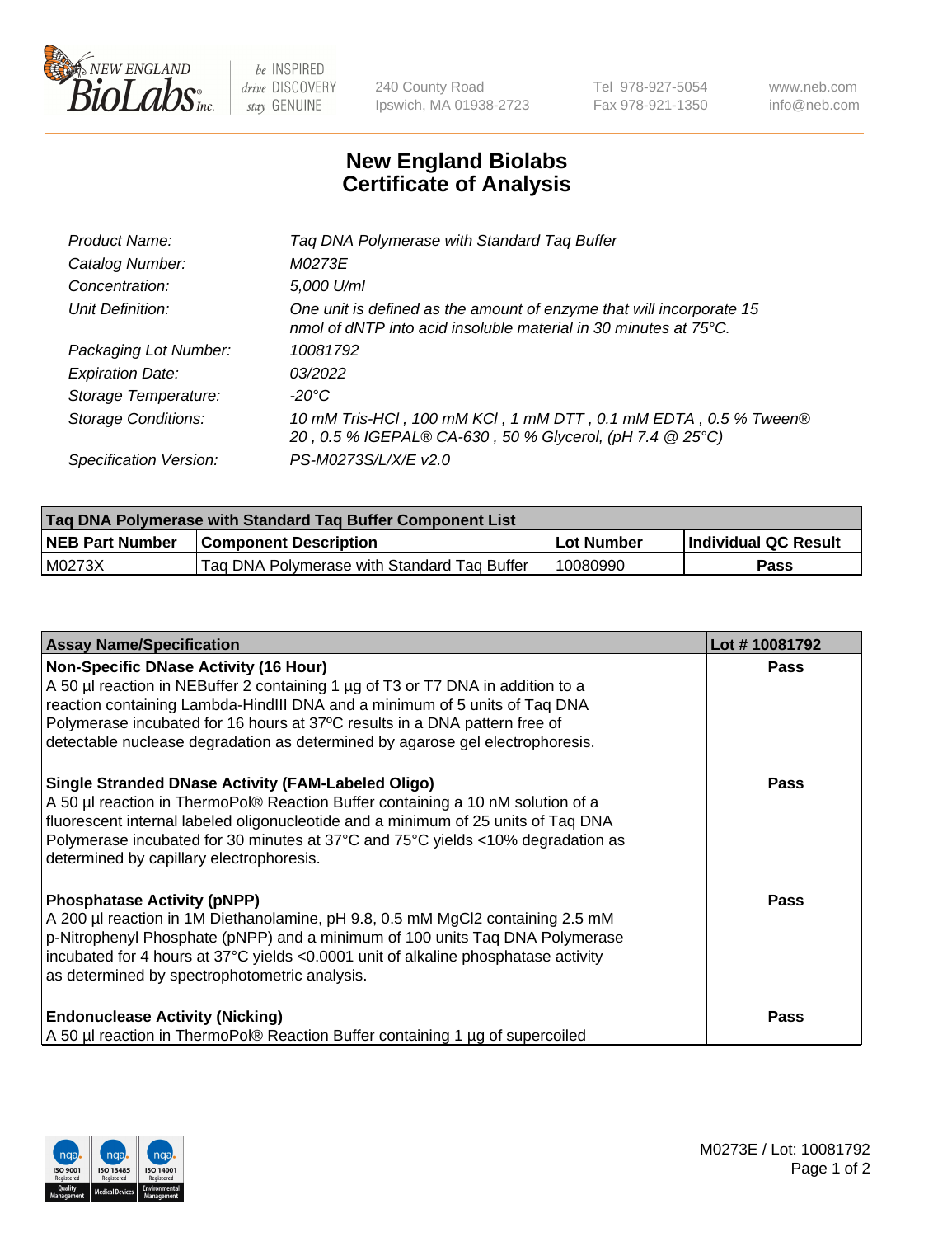New England BioLabs Inc. — be INSPIRED drive DISCOVERY stay GENUINE

240 County Road
Ipswich, MA 01938-2723

Tel 978-927-5054
Fax 978-921-1350

www.neb.com
info@neb.com

# New England Biolabs
# Certificate of Analysis

| | |
|---|---|
| Product Name: | *Taq DNA Polymerase with Standard Taq Buffer* |
| Catalog Number: | *M0273E* |
| Concentration: | *5,000 U/ml* |
| Unit Definition: | *One unit is defined as the amount of enzyme that will incorporate 15 nmol of dNTP into acid insoluble material in 30 minutes at 75°C.* |
| Packaging Lot Number: | *10081792* |
| Expiration Date: | *03/2022* |
| Storage Temperature: | *-20°C* |
| Storage Conditions: | *10 mM Tris-HCl , 100 mM KCl , 1 mM DTT , 0.1 mM EDTA , 0.5 % Tween® 20 , 0.5 % IGEPAL® CA-630 , 50 % Glycerol, (pH 7.4 @ 25°C)* |
| Specification Version: | *PS-M0273S/L/X/E v2.0* |

| **Taq DNA Polymerase with Standard Taq Buffer Component List** | | | |
|---|---|---|---|
| **NEB Part Number** | **Component Description** | **Lot Number** | **Individual QC Result** |
| M0273X | Taq DNA Polymerase with Standard Taq Buffer | 10080990 | **Pass** |

| **Assay Name/Specification** | **Lot # 10081792** |
|---|---|
| **Non-Specific DNase Activity (16 Hour)**<br>A 50 µl reaction in NEBuffer 2 containing 1 µg of T3 or T7 DNA in addition to a reaction containing Lambda-HindIII DNA and a minimum of 5 units of Taq DNA Polymerase incubated for 16 hours at 37ºC results in a DNA pattern free of detectable nuclease degradation as determined by agarose gel electrophoresis. | **Pass** |
| **Single Stranded DNase Activity (FAM-Labeled Oligo)**<br>A 50 µl reaction in ThermoPol® Reaction Buffer containing a 10 nM solution of a fluorescent internal labeled oligonucleotide and a minimum of 25 units of Taq DNA Polymerase incubated for 30 minutes at 37°C and 75°C yields <10% degradation as determined by capillary electrophoresis. | **Pass** |
| **Phosphatase Activity (pNPP)**<br>A 200 µl reaction in 1M Diethanolamine, pH 9.8, 0.5 mM $MgCl_2$ containing 2.5 mM p-Nitrophenyl Phosphate (pNPP) and a minimum of 100 units Taq DNA Polymerase incubated for 4 hours at 37°C yields <0.0001 unit of alkaline phosphatase activity as determined by spectrophotometric analysis. | **Pass** |
| **Endonuclease Activity (Nicking)**<br>A 50 µl reaction in ThermoPol® Reaction Buffer containing 1 µg of supercoiled | **Pass** |

M0273E / Lot: 10081792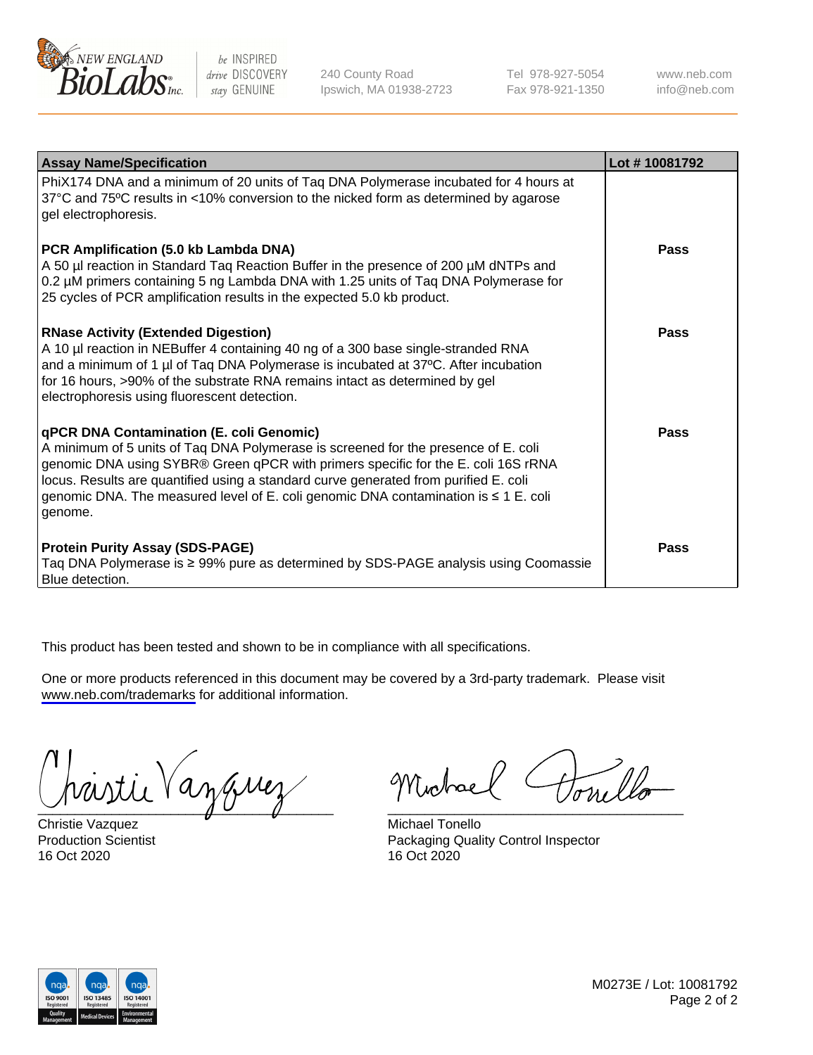| Assay Name/Specification | Lot # 10081792 |
|---|---|
| PhiX174 DNA and a minimum of 20 units of Taq DNA Polymerase incubated for 4 hours at 37°C and 75ºC results in <10% conversion to the nicked form as determined by agarose gel electrophoresis. | |
| **PCR Amplification (5.0 kb Lambda DNA)**<br>A 50 µl reaction in Standard Taq Reaction Buffer in the presence of 200 µM dNTPs and 0.2 µM primers containing 5 ng Lambda DNA with 1.25 units of Taq DNA Polymerase for 25 cycles of PCR amplification results in the expected 5.0 kb product. | **Pass** |
| **RNase Activity (Extended Digestion)**<br>A 10 µl reaction in NEBuffer 4 containing 40 ng of a 300 base single-stranded RNA and a minimum of 1 µl of Taq DNA Polymerase is incubated at 37ºC. After incubation for 16 hours, >90% of the substrate RNA remains intact as determined by gel electrophoresis using fluorescent detection. | **Pass** |
| **qPCR DNA Contamination (E. coli Genomic)**<br>A minimum of 5 units of Taq DNA Polymerase is screened for the presence of E. coli genomic DNA using SYBR® Green qPCR with primers specific for the E. coli 16S rRNA locus. Results are quantified using a standard curve generated from purified E. coli genomic DNA. The measured level of E. coli genomic DNA contamination is ≤ 1 E. coli genome. | **Pass** |
| **Protein Purity Assay (SDS-PAGE)**<br>Taq DNA Polymerase is ≥ 99% pure as determined by SDS-PAGE analysis using Coomassie Blue detection. | **Pass** |

This product has been tested and shown to be in compliance with all specifications.

One or more products referenced in this document may be covered by a 3rd-party trademark. Please visit www.neb.com/trademarks for additional information.

Christie Vazquez
Production Scientist
16 Oct 2020

Michael Tonello
Packaging Quality Control Inspector
16 Oct 2020

M0273E / Lot: 10081792